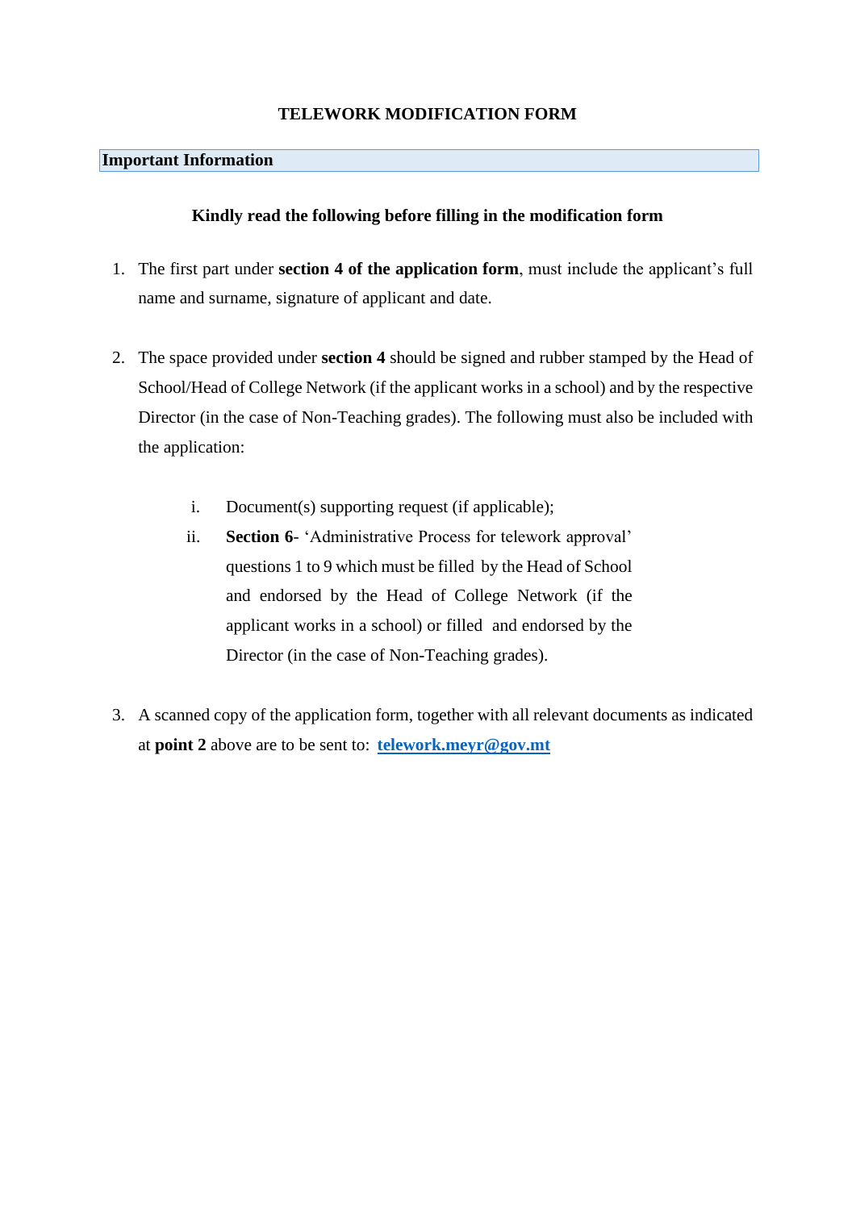# TELEWORK MODIFICATION FORM

## Important Information

**Kindly read the following before filling in the modification form**

1. The first part under **section 4 of the application form**, must include the applicant's full name and surname, signature of applicant and date.

2. The space provided under **section 4** should be signed and rubber stamped by the Head of School/Head of College Network (if the applicant works in a school) and by the respective Director (in the case of Non-Teaching grades). The following must also be included with the application:

   i. Document(s) supporting request (if applicable);

   ii. **Section 6**- 'Administrative Process for telework approval' questions 1 to 9 which must be filled by the Head of School and endorsed by the Head of College Network (if the applicant works in a school) or filled and endorsed by the Director (in the case of Non-Teaching grades).

3. A scanned copy of the application form, together with all relevant documents as indicated at **point 2** above are to be sent to: **telework.meyr@gov.mt**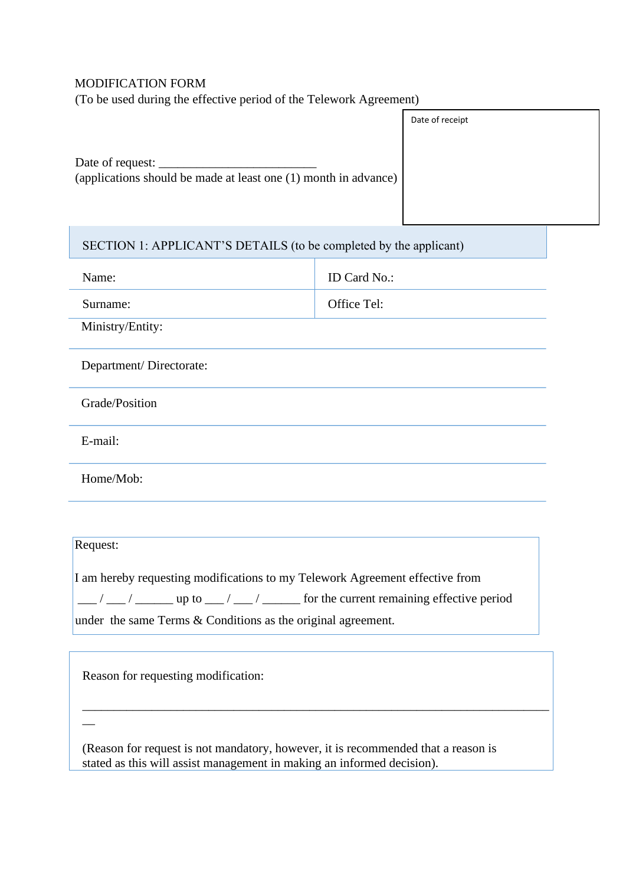MODIFICATION FORM

(To be used during the effective period of the Telework Agreement)

| Date of receipt |
| --- |
| |

Date of request: _________________________

(applications should be made at least one (1) month in advance)

| SECTION 1: APPLICANT'S DETAILS (to be completed by the applicant) | |
| --- | --- |
| Name: | ID Card No.: |
| Surname: | Office Tel: |
| Ministry/Entity: | |
| Department/ Directorate: | |
| Grade/Position | |
| E-mail: | |
| Home/Mob: | |

Request:

I am hereby requesting modifications to my Telework Agreement effective from ___ / ___ / ______ up to ___ / ___ / ______ for the current remaining effective period under the same Terms & Conditions as the original agreement.

Reason for requesting modification:

__________________________________________________________________________

(Reason for request is not mandatory, however, it is recommended that a reason is stated as this will assist management in making an informed decision).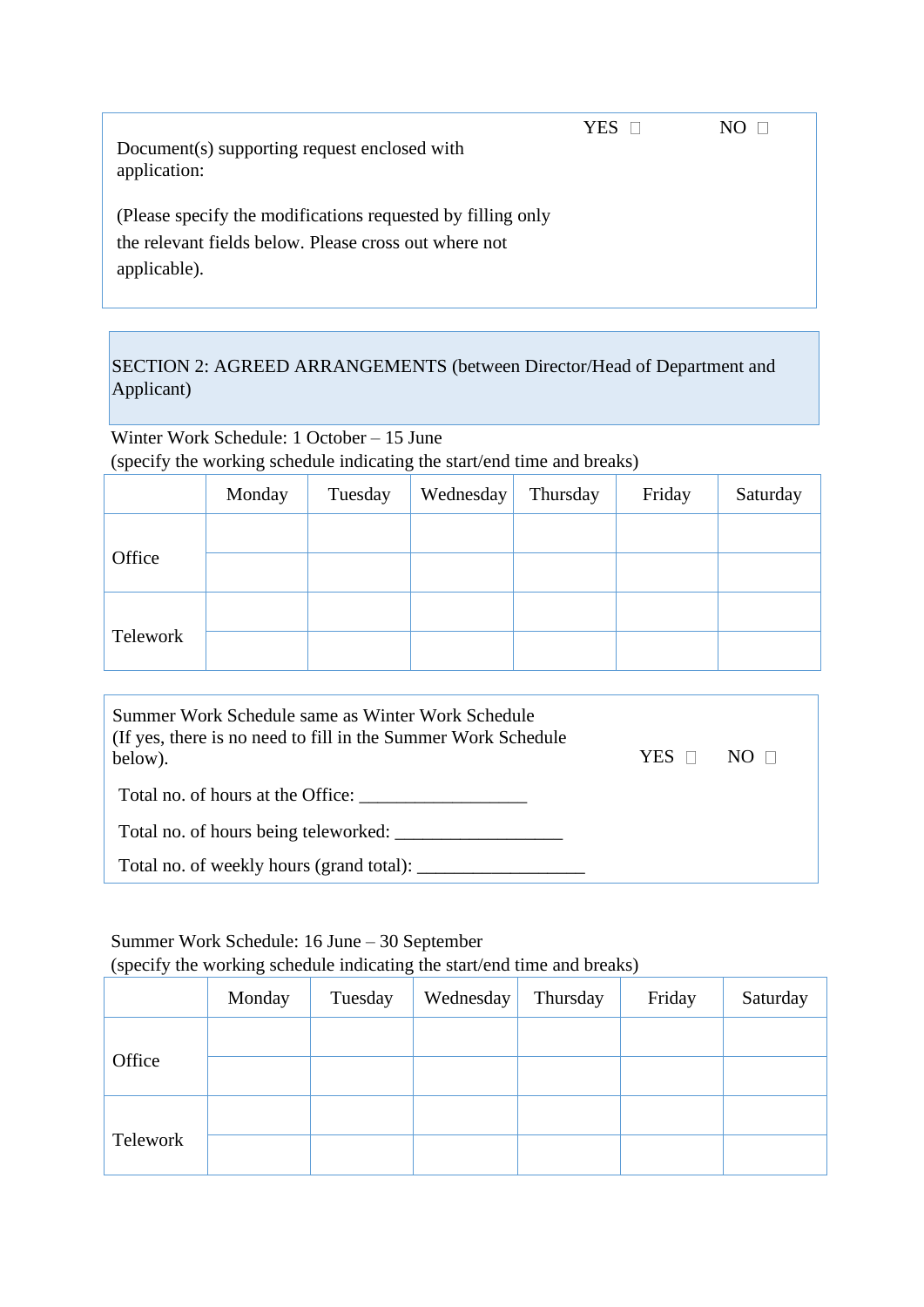| Document(s) supporting request enclosed with application: | YES ☐ | NO ☐ |
|---|---|---|
| (Please specify the modifications requested by filling only the relevant fields below. Please cross out where not applicable). | | |

## SECTION 2: AGREED ARRANGEMENTS (between Director/Head of Department and Applicant)

Winter Work Schedule: 1 October – 15 June
(specify the working schedule indicating the start/end time and breaks)

| | Monday | Tuesday | Wednesday | Thursday | Friday | Saturday |
|---|---|---|---|---|---|---|
| Office | | | | | | |
| | | | | | | |
| Telework | | | | | | |
| | | | | | | |

| Summer Work Schedule same as Winter Work Schedule (If yes, there is no need to fill in the Summer Work Schedule below). | YES ☐ | NO ☐ |
|---|---|---|

Total no. of hours at the Office: __________________

Total no. of hours being teleworked: __________________

Total no. of weekly hours (grand total): __________________

Summer Work Schedule: 16 June – 30 September
(specify the working schedule indicating the start/end time and breaks)

| | Monday | Tuesday | Wednesday | Thursday | Friday | Saturday |
|---|---|---|---|---|---|---|
| Office | | | | | | |
| | | | | | | |
| Telework | | | | | | |
| | | | | | | |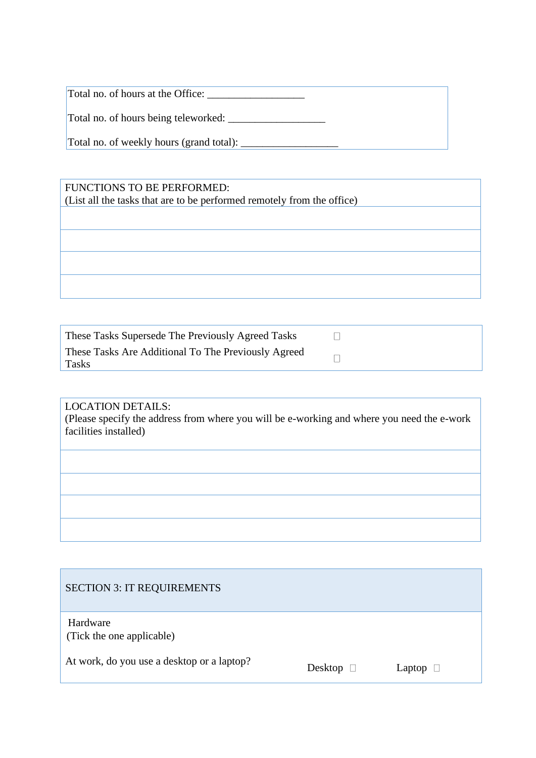Total no. of hours at the Office: __________________

Total no. of hours being teleworked: __________________

Total no. of weekly hours (grand total): __________________

| FUNCTIONS TO BE PERFORMED:<br>(List all the tasks that are to be performed remotely from the office) |
| --- |
| |
| |
| |
| |

| | |
| --- | --- |
| These Tasks Supersede The Previously Agreed Tasks | ☐ |
| These Tasks Are Additional To The Previously Agreed Tasks | ☐ |

| LOCATION DETAILS:<br>(Please specify the address from where you will be e-working and where you need the e-work facilities installed) |
| --- |
| |
| |
| |
| |

## SECTION 3: IT REQUIREMENTS

Hardware
(Tick the one applicable)

At work, do you use a desktop or a laptop? Desktop ☐ Laptop ☐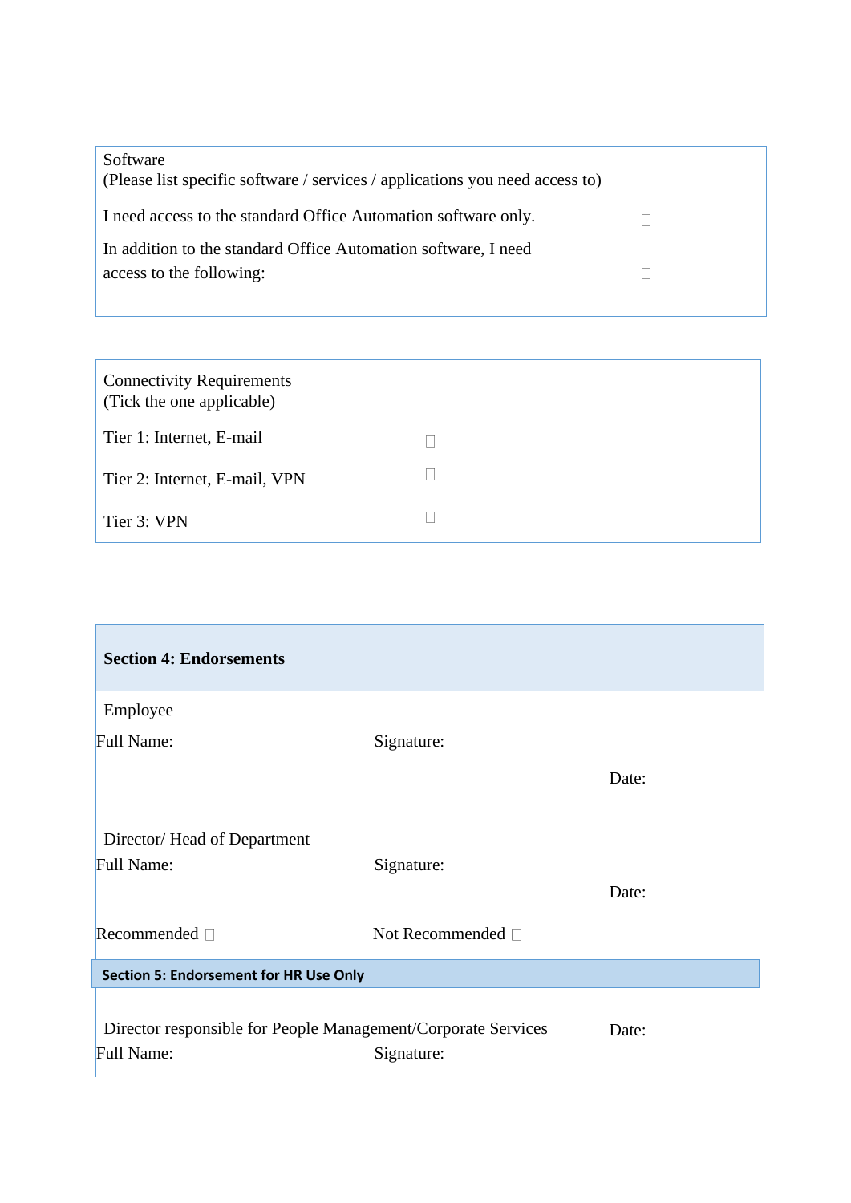Software
(Please list specific software / services / applications you need access to)

I need access to the standard Office Automation software only. ☐

In addition to the standard Office Automation software, I need access to the following: ☐

Connectivity Requirements
(Tick the one applicable)

Tier 1: Internet, E-mail ☐

Tier 2: Internet, E-mail, VPN ☐

Tier 3: VPN ☐

## Section 4: Endorsements

Employee

Full Name: Signature: Date:

Director/ Head of Department

Full Name: Signature: Date:

Recommended ☐ Not Recommended ☐

## Section 5: Endorsement for HR Use Only

Director responsible for People Management/Corporate Services Date:

Full Name: Signature: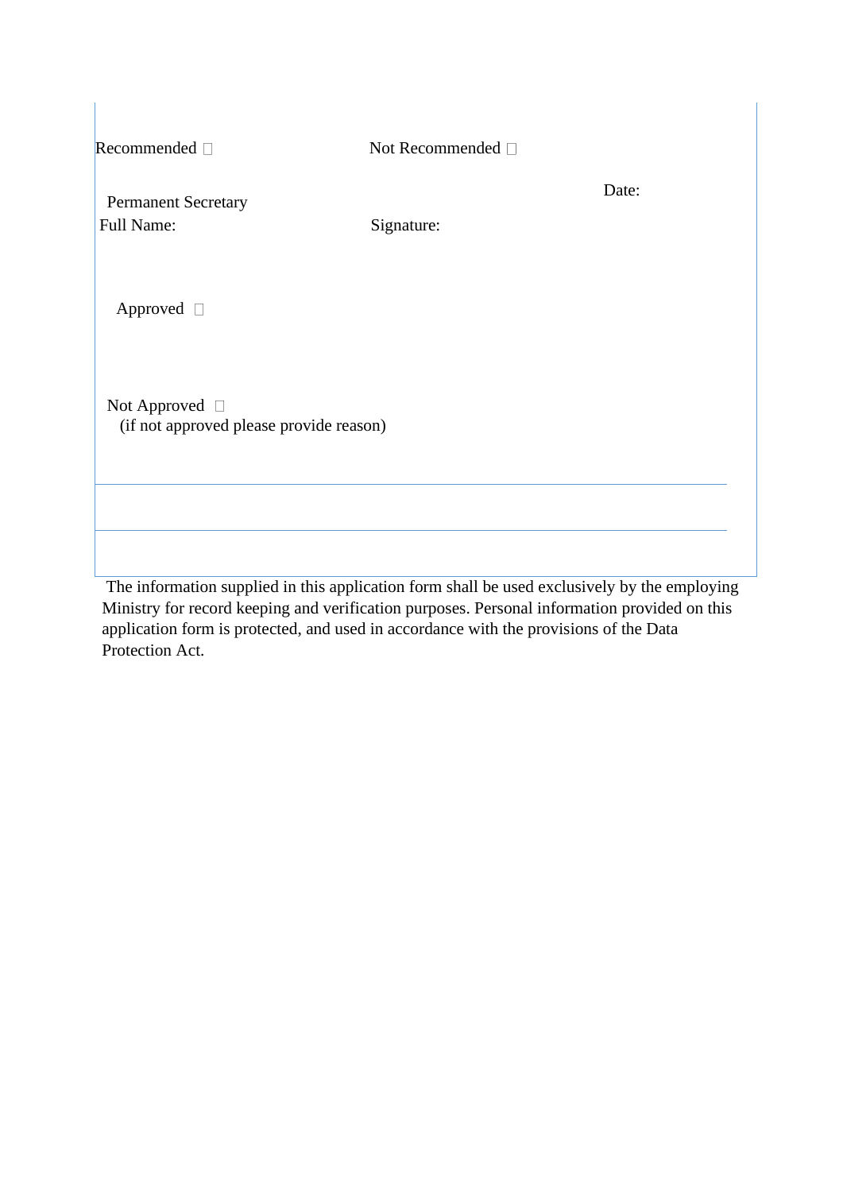Recommended ☐ Not Recommended ☐

Permanent Secretary

Full Name: Signature: Date:

Approved ☐

Not Approved ☐

(if not approved please provide reason)

---

---

The information supplied in this application form shall be used exclusively by the employing Ministry for record keeping and verification purposes. Personal information provided on this application form is protected, and used in accordance with the provisions of the Data Protection Act.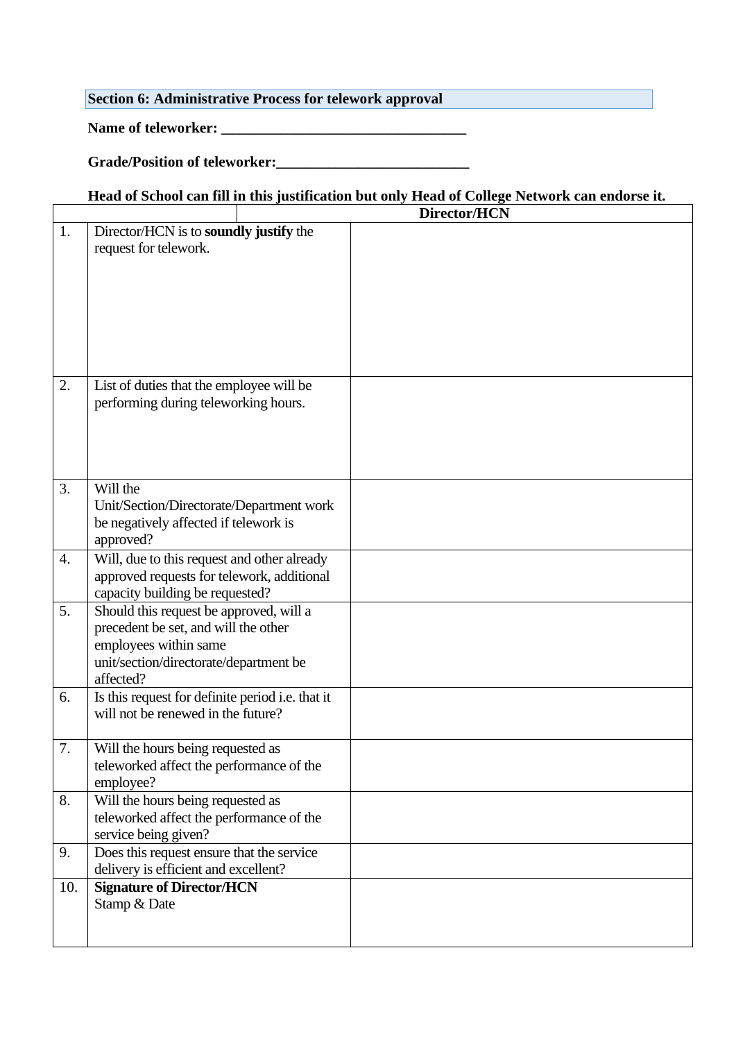## Section 6: Administrative Process for telework approval

**Name of teleworker: ________________________________**

**Grade/Position of teleworker:__________________________**

**Head of School can fill in this justification but only Head of College Network can endorse it.**

| | | **Director/HCN** |
|---|---|---|
| 1. | Director/HCN is to **soundly justify** the request for telework. | |
| 2. | List of duties that the employee will be performing during teleworking hours. | |
| 3. | Will the Unit/Section/Directorate/Department work be negatively affected if telework is approved? | |
| 4. | Will, due to this request and other already approved requests for telework, additional capacity building be requested? | |
| 5. | Should this request be approved, will a precedent be set, and will the other employees within same unit/section/directorate/department be affected? | |
| 6. | Is this request for definite period i.e. that it will not be renewed in the future? | |
| 7. | Will the hours being requested as teleworked affect the performance of the employee? | |
| 8. | Will the hours being requested as teleworked affect the performance of the service being given? | |
| 9. | Does this request ensure that the service delivery is efficient and excellent? | |
| 10. | **Signature of Director/HCN** Stamp & Date | |